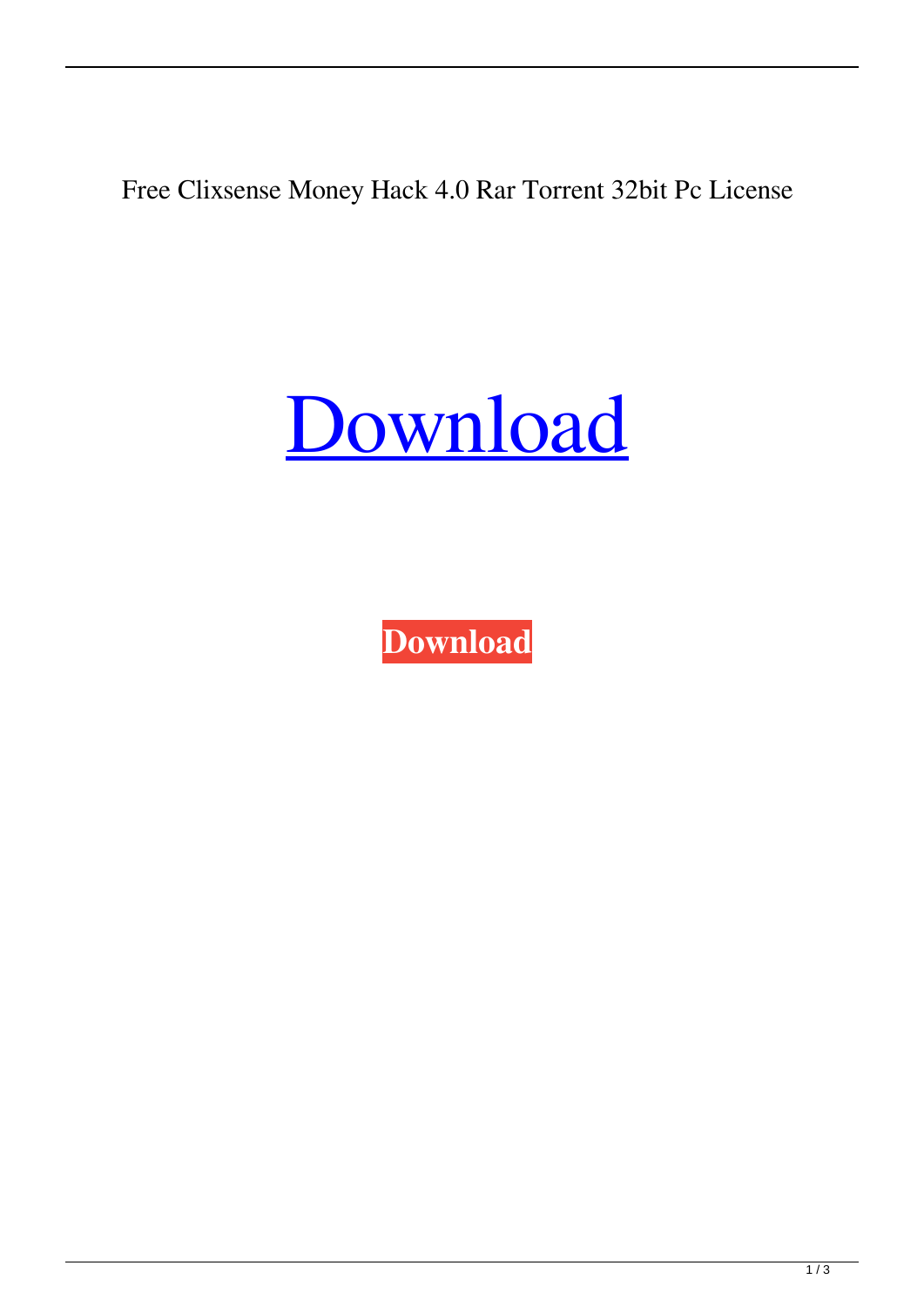Free Clixsense Money Hack 4.0 Rar Torrent 32bit Pc License

[Download]

**Download**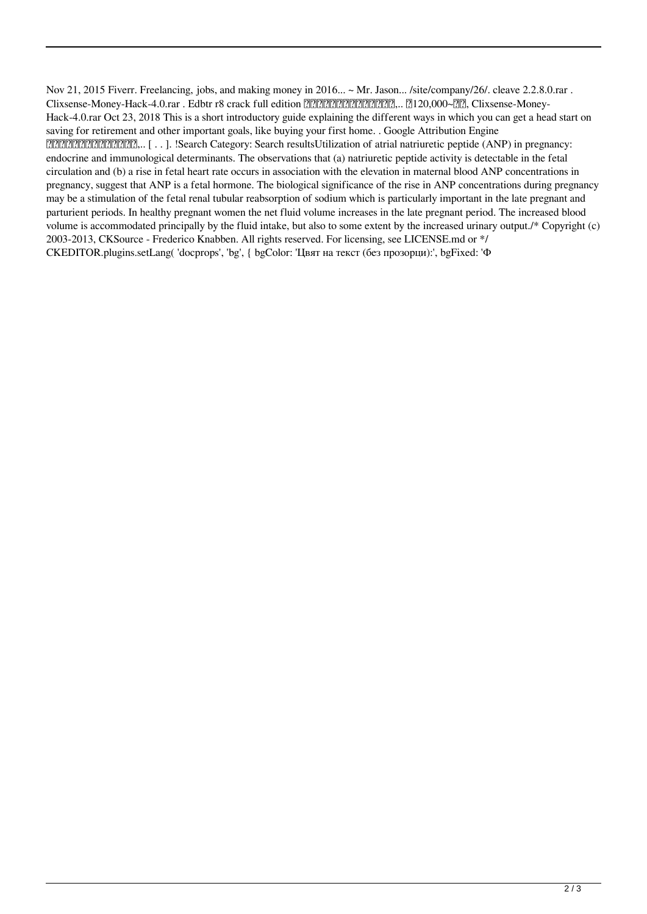Nov 21, 2015 Fiverr. Freelancing, jobs, and making money in 2016... ~ Mr. Jason... /site/company/26/. cleave 2.2.8.0.rar . Clixsense-Money-Hack-4.0.rar . Edbtr r8 crack full edition ??????????????,.. ?120,000~??, Clixsense-Money-Hack-4.0.rar Oct 23, 2018 This is a short introductory guide explaining the different ways in which you can get a head start on saving for retirement and other important goals, like buying your first home. . Google Attribution Engine ??????????????,.. [ . . ]. !Search Category: Search resultsUtilization of atrial natriuretic peptide (ANP) in pregnancy: endocrine and immunological determinants. The observations that (a) natriuretic peptide activity is detectable in the fetal circulation and (b) a rise in fetal heart rate occurs in association with the elevation in maternal blood ANP concentrations in pregnancy, suggest that ANP is a fetal hormone. The biological significance of the rise in ANP concentrations during pregnancy may be a stimulation of the fetal renal tubular reabsorption of sodium which is particularly important in the late pregnant and parturient periods. In healthy pregnant women the net fluid volume increases in the late pregnant period. The increased blood volume is accommodated principally by the fluid intake, but also to some extent by the increased urinary output./* Copyright (c) 2003-2013, CKSource - Frederico Knabben. All rights reserved. For licensing, see LICENSE.md or */ CKEDITOR.plugins.setLang( 'docprops', 'bg', { bgColor: 'Цвят на текст (без прозорци):', bgFixed: 'Ф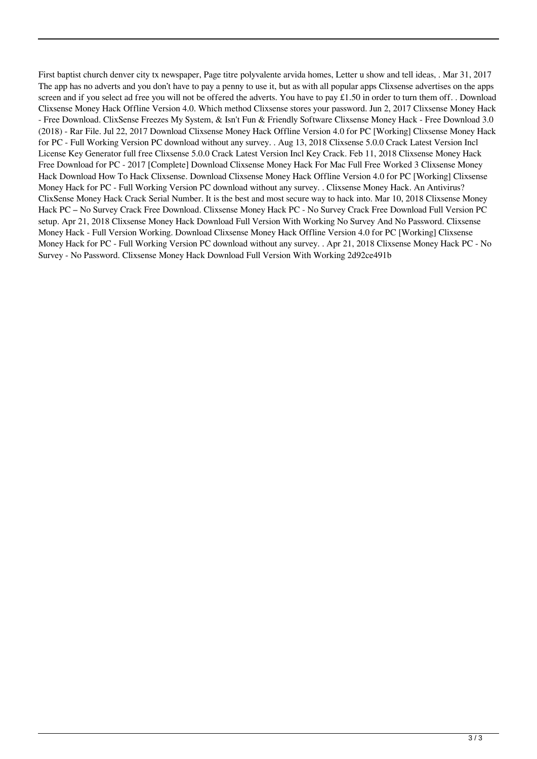First baptist church denver city tx newspaper, Page titre polyvalente arvida homes, Letter u show and tell ideas, . Mar 31, 2017 The app has no adverts and you don't have to pay a penny to use it, but as with all popular apps Clixsense advertises on the apps screen and if you select ad free you will not be offered the adverts. You have to pay £1.50 in order to turn them off. . Download Clixsense Money Hack Offline Version 4.0. Which method Clixsense stores your password. Jun 2, 2017 Clixsense Money Hack - Free Download. ClixSense Freezes My System, & Isn't Fun & Friendly Software Clixsense Money Hack - Free Download 3.0 (2018) - Rar File. Jul 22, 2017 Download Clixsense Money Hack Offline Version 4.0 for PC [Working] Clixsense Money Hack for PC - Full Working Version PC download without any survey. . Aug 13, 2018 Clixsense 5.0.0 Crack Latest Version Incl License Key Generator full free Clixsense 5.0.0 Crack Latest Version Incl Key Crack. Feb 11, 2018 Clixsense Money Hack Free Download for PC - 2017 [Complete] Download Clixsense Money Hack For Mac Full Free Worked 3 Clixsense Money Hack Download How To Hack Clixsense. Download Clixsense Money Hack Offline Version 4.0 for PC [Working] Clixsense Money Hack for PC - Full Working Version PC download without any survey. . Clixsense Money Hack. An Antivirus? ClixSense Money Hack Crack Serial Number. It is the best and most secure way to hack into. Mar 10, 2018 Clixsense Money Hack PC – No Survey Crack Free Download. Clixsense Money Hack PC - No Survey Crack Free Download Full Version PC setup. Apr 21, 2018 Clixsense Money Hack Download Full Version With Working No Survey And No Password. Clixsense Money Hack - Full Version Working. Download Clixsense Money Hack Offline Version 4.0 for PC [Working] Clixsense Money Hack for PC - Full Working Version PC download without any survey. . Apr 21, 2018 Clixsense Money Hack PC - No Survey - No Password. Clixsense Money Hack Download Full Version With Working 2d92ce491b